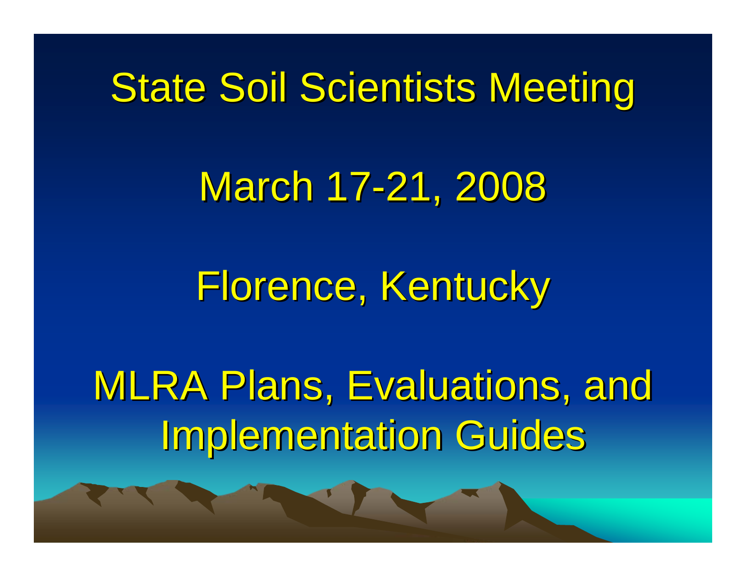# State Soil Scientists Meeting

March 17-21, 2008

Florence, Kentucky

MLRA Plans, Evaluations, and Implementation Guides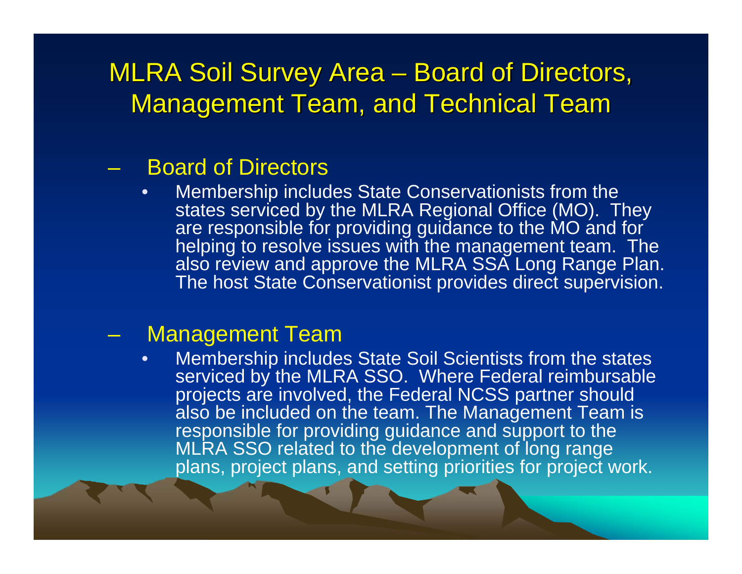# MLRA Soil Survey Area – Board of Directors, Management Team, and Technical Team

- Board of Directors
  - Membership includes State Conservationists from the states serviced by the MLRA Regional Office (MO). They are responsible for providing guidance to the MO and for helping to resolve issues with the management team. The also review and approve the MLRA SSA Long Range Plan. The host State Conservationist provides direct supervision.

- Management Team
  - Membership includes State Soil Scientists from the states serviced by the MLRA SSO. Where Federal reimbursable projects are involved, the Federal NCSS partner should also be included on the team. The Management Team is responsible for providing guidance and support to the MLRA SSO related to the development of long range plans, project plans, and setting priorities for project work.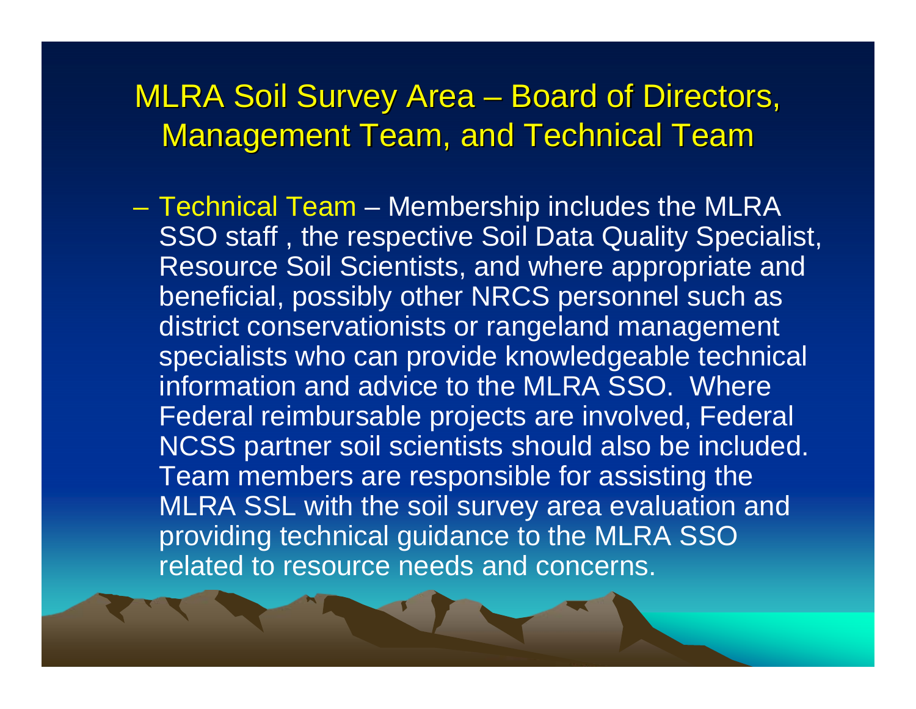# MLRA Soil Survey Area – Board of Directors, Management Team, and Technical Team

– Technical Team – Membership includes the MLRA SSO staff , the respective Soil Data Quality Specialist, Resource Soil Scientists, and where appropriate and beneficial, possibly other NRCS personnel such as district conservationists or rangeland management specialists who can provide knowledgeable technical information and advice to the MLRA SSO. Where Federal reimbursable projects are involved, Federal NCSS partner soil scientists should also be included. Team members are responsible for assisting the MLRA SSL with the soil survey area evaluation and providing technical guidance to the MLRA SSO related to resource needs and concerns.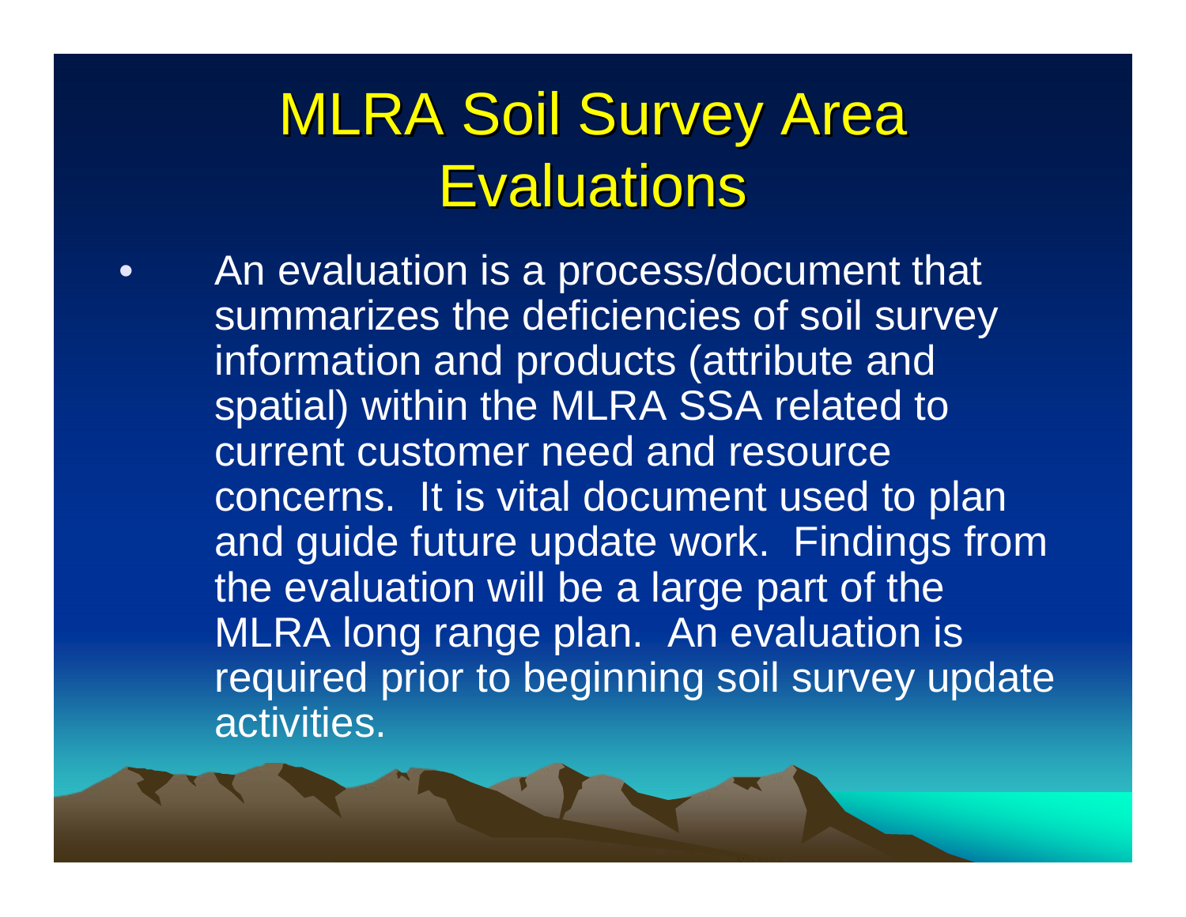# MLRA Soil Survey Area Evaluations

- An evaluation is a process/document that summarizes the deficiencies of soil survey information and products (attribute and spatial) within the MLRA SSA related to current customer need and resource concerns. It is vital document used to plan and guide future update work. Findings from the evaluation will be a large part of the MLRA long range plan. An evaluation is required prior to beginning soil survey update activities.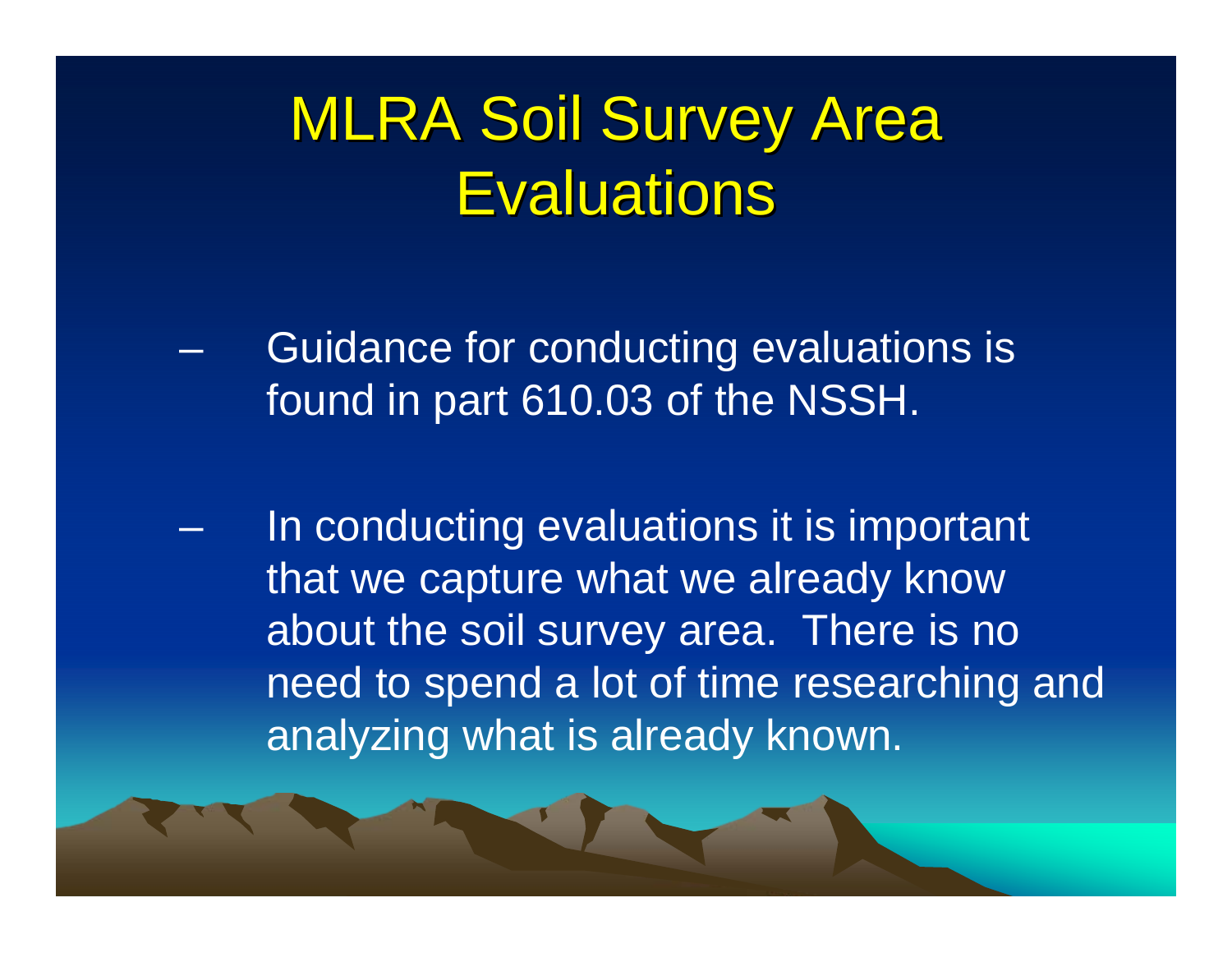# MLRA Soil Survey Area Evaluations

- Guidance for conducting evaluations is found in part 610.03 of the NSSH.
- In conducting evaluations it is important that we capture what we already know about the soil survey area. There is no need to spend a lot of time researching and analyzing what is already known.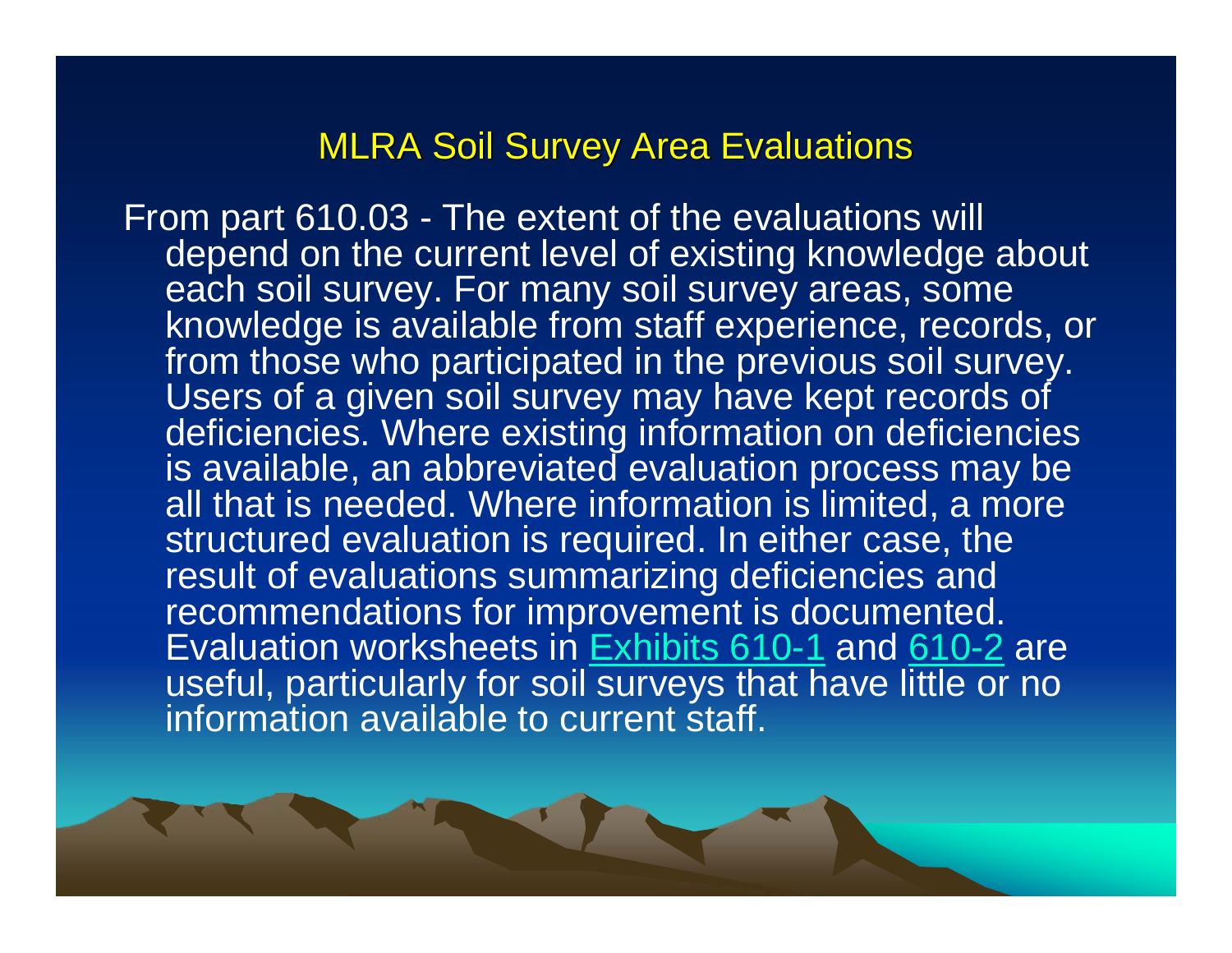# MLRA Soil Survey Area Evaluations

From part 610.03 - The extent of the evaluations will depend on the current level of existing knowledge about each soil survey. For many soil survey areas, some knowledge is available from staff experience, records, or from those who participated in the previous soil survey. Users of a given soil survey may have kept records of deficiencies. Where existing information on deficiencies is available, an abbreviated evaluation process may be all that is needed. Where information is limited, a more structured evaluation is required. In either case, the result of evaluations summarizing deficiencies and recommendations for improvement is documented. Evaluation worksheets in Exhibits 610-1 and 610-2 are useful, particularly for soil surveys that have little or no information available to current staff.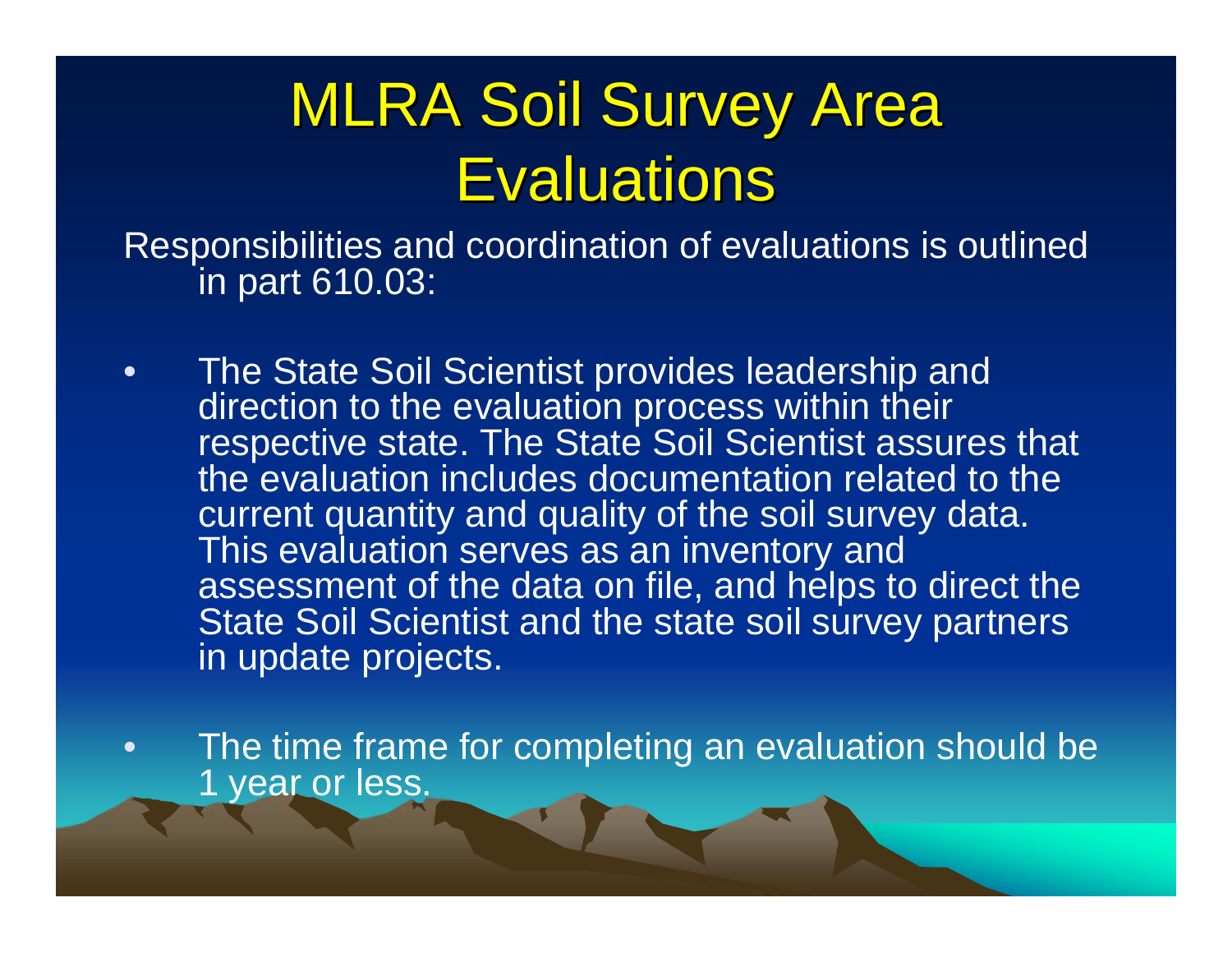# MLRA Soil Survey Area Evaluations

Responsibilities and coordination of evaluations is outlined in part 610.03:

- The State Soil Scientist provides leadership and direction to the evaluation process within their respective state. The State Soil Scientist assures that the evaluation includes documentation related to the current quantity and quality of the soil survey data. This evaluation serves as an inventory and assessment of the data on file, and helps to direct the State Soil Scientist and the state soil survey partners in update projects.
- The time frame for completing an evaluation should be 1 year or less.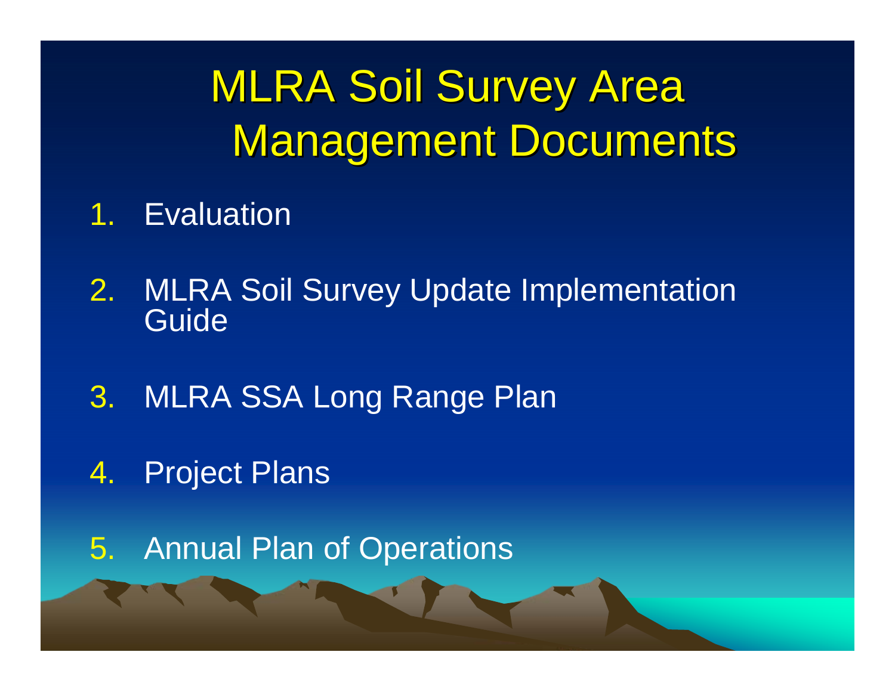# MLRA Soil Survey Area Management Documents

1. Evaluation
2. MLRA Soil Survey Update Implementation Guide
3. MLRA SSA Long Range Plan
4. Project Plans
5. Annual Plan of Operations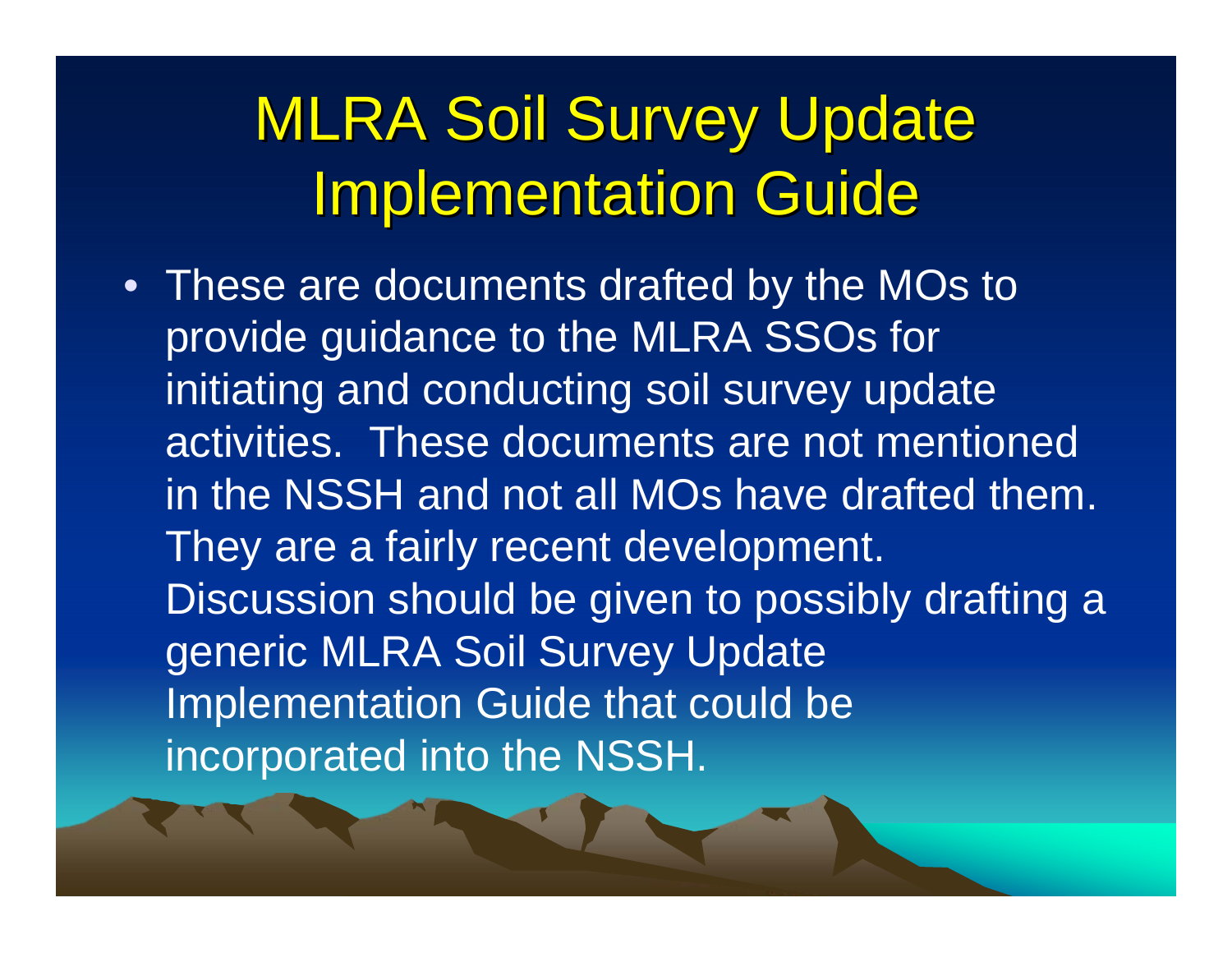# MLRA Soil Survey Update Implementation Guide

- These are documents drafted by the MOs to provide guidance to the MLRA SSOs for initiating and conducting soil survey update activities. These documents are not mentioned in the NSSH and not all MOs have drafted them. They are a fairly recent development. Discussion should be given to possibly drafting a generic MLRA Soil Survey Update Implementation Guide that could be incorporated into the NSSH.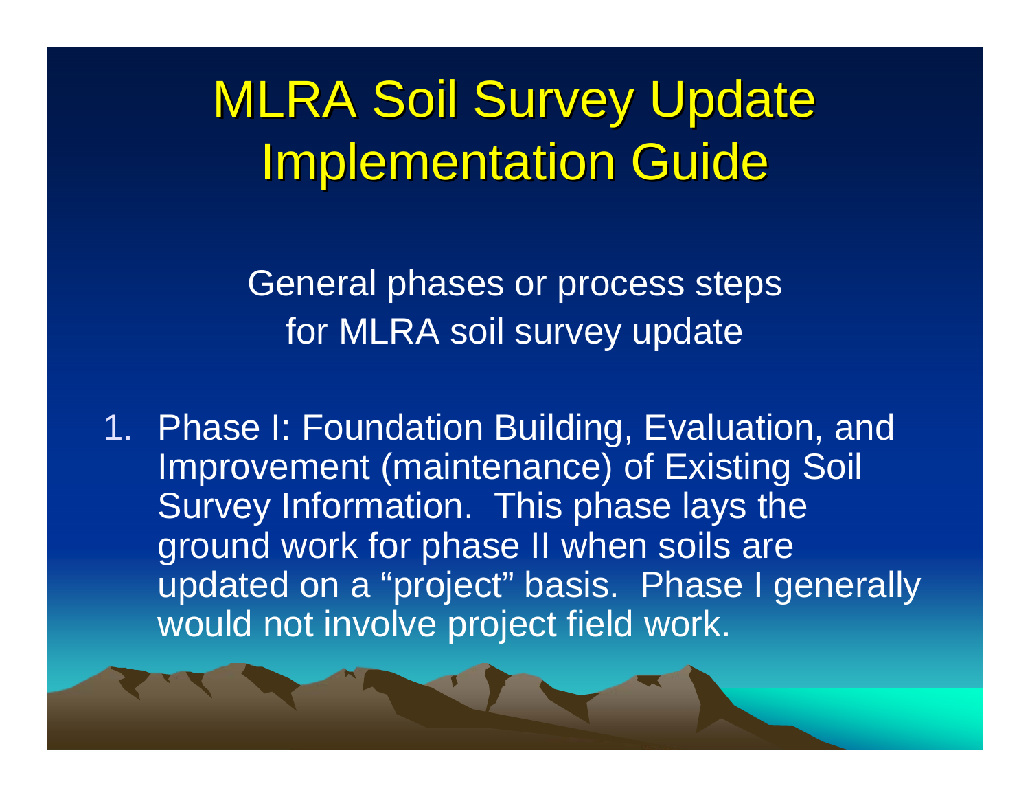# MLRA Soil Survey Update Implementation Guide

General phases or process steps for MLRA soil survey update

1. Phase I: Foundation Building, Evaluation, and Improvement (maintenance) of Existing Soil Survey Information. This phase lays the ground work for phase II when soils are updated on a “project” basis. Phase I generally would not involve project field work.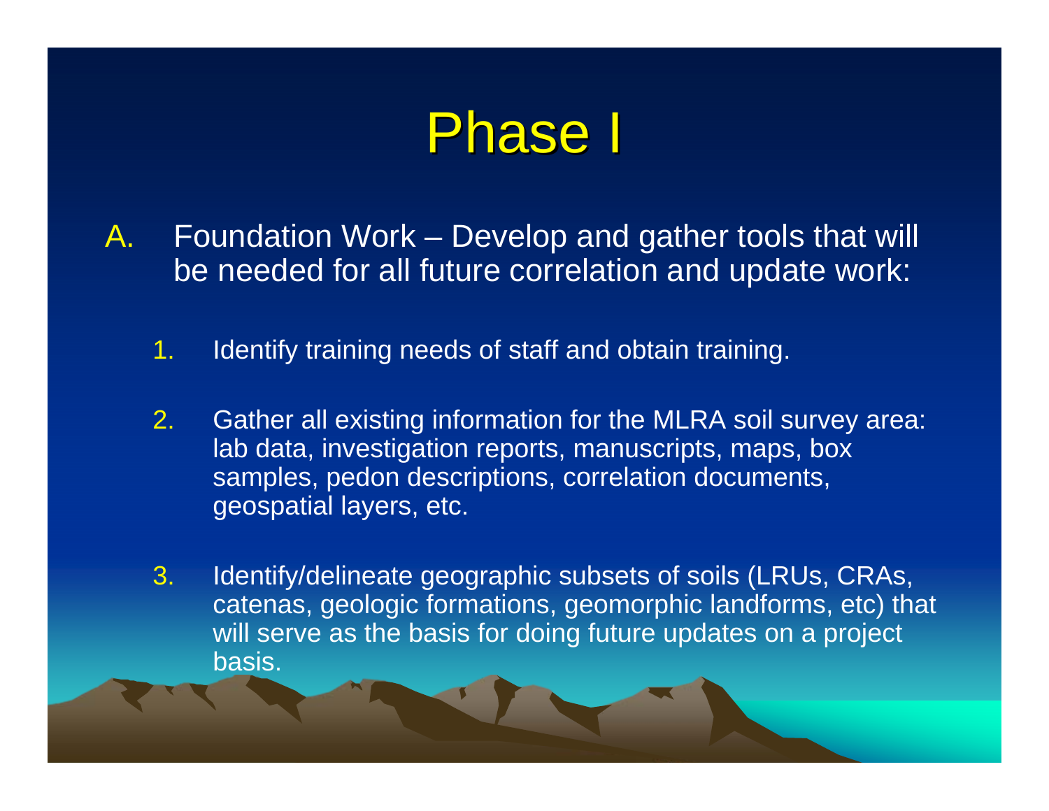# Phase I

A. Foundation Work – Develop and gather tools that will be needed for all future correlation and update work:

   1. Identify training needs of staff and obtain training.

   2. Gather all existing information for the MLRA soil survey area: lab data, investigation reports, manuscripts, maps, box samples, pedon descriptions, correlation documents, geospatial layers, etc.

   3. Identify/delineate geographic subsets of soils (LRUs, CRAs, catenas, geologic formations, geomorphic landforms, etc) that will serve as the basis for doing future updates on a project basis.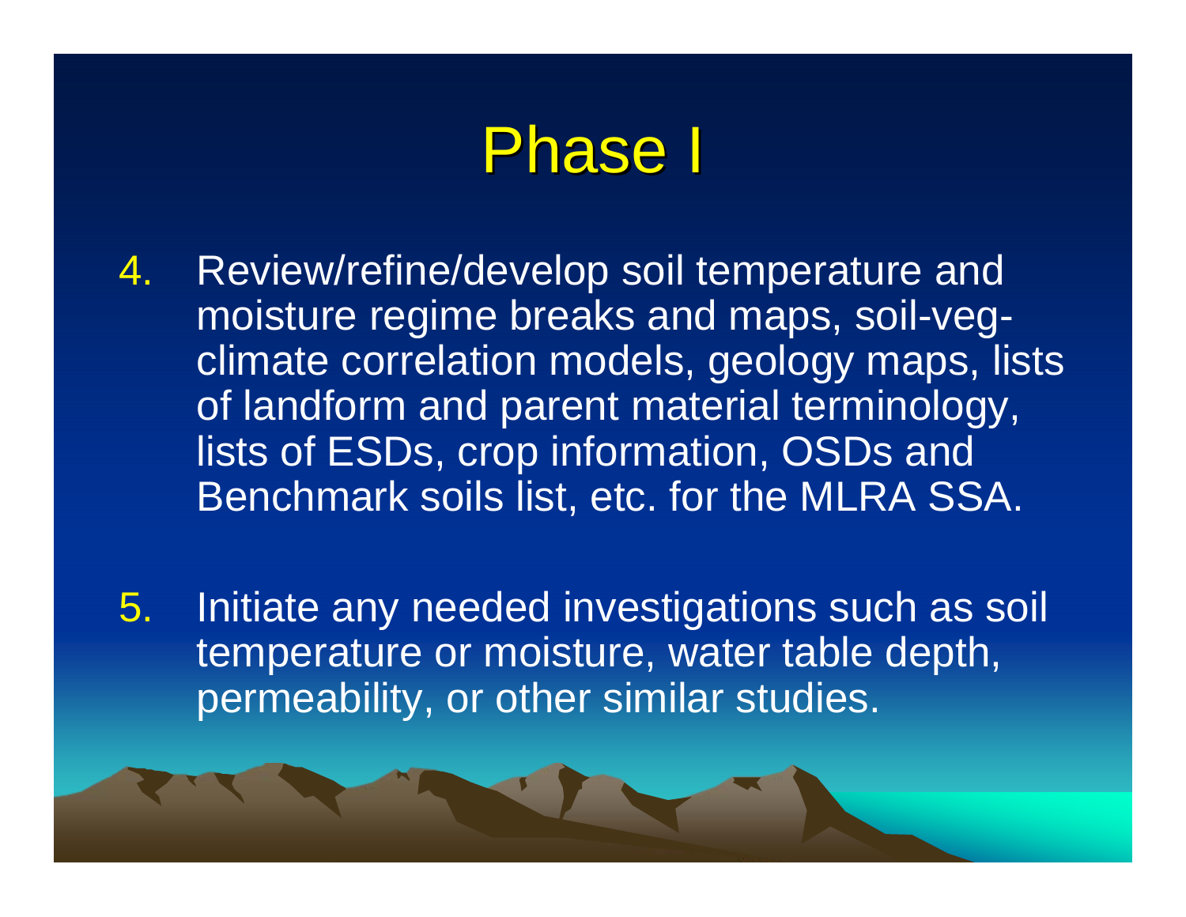# Phase I

4. Review/refine/develop soil temperature and moisture regime breaks and maps, soil-veg-climate correlation models, geology maps, lists of landform and parent material terminology, lists of ESDs, crop information, OSDs and Benchmark soils list, etc. for the MLRA SSA.

5. Initiate any needed investigations such as soil temperature or moisture, water table depth, permeability, or other similar studies.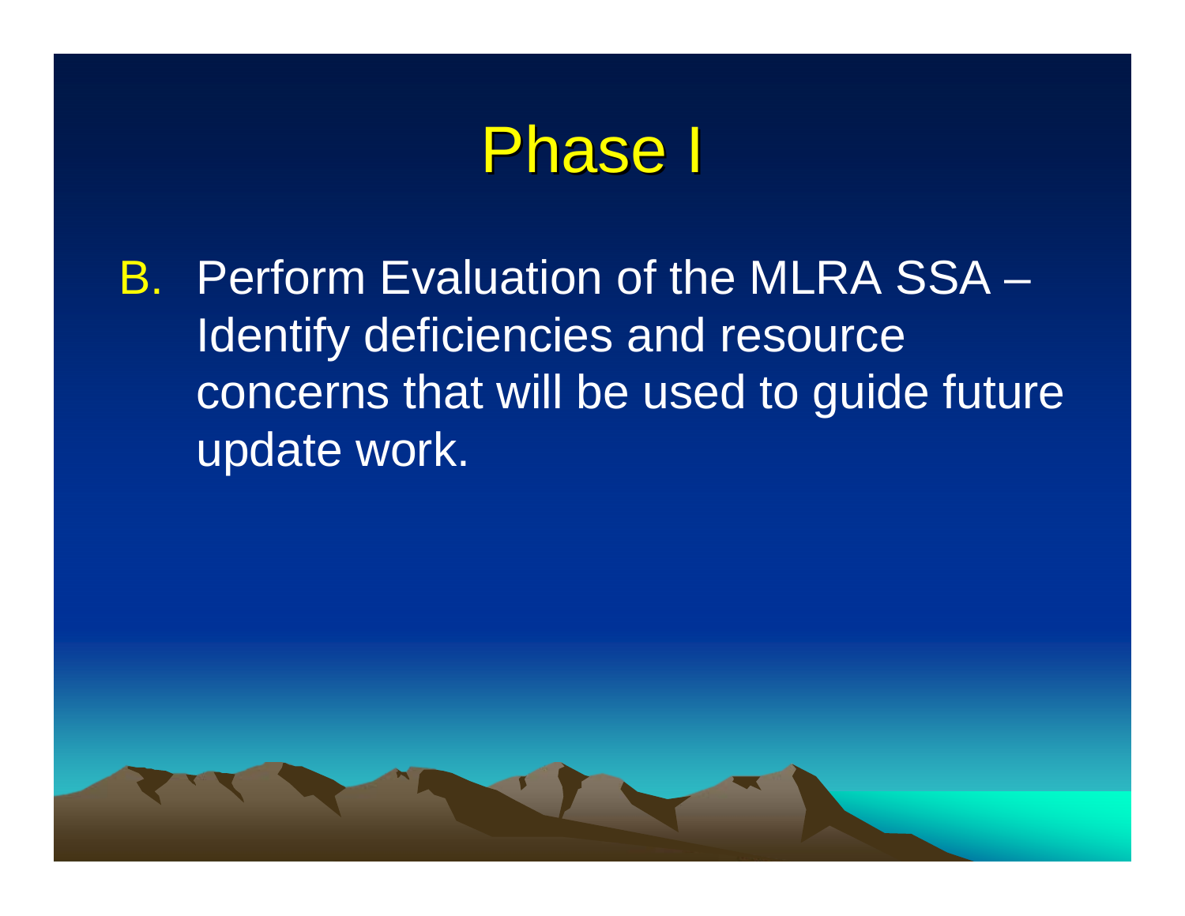# Phase I

B. Perform Evaluation of the MLRA SSA – Identify deficiencies and resource concerns that will be used to guide future update work.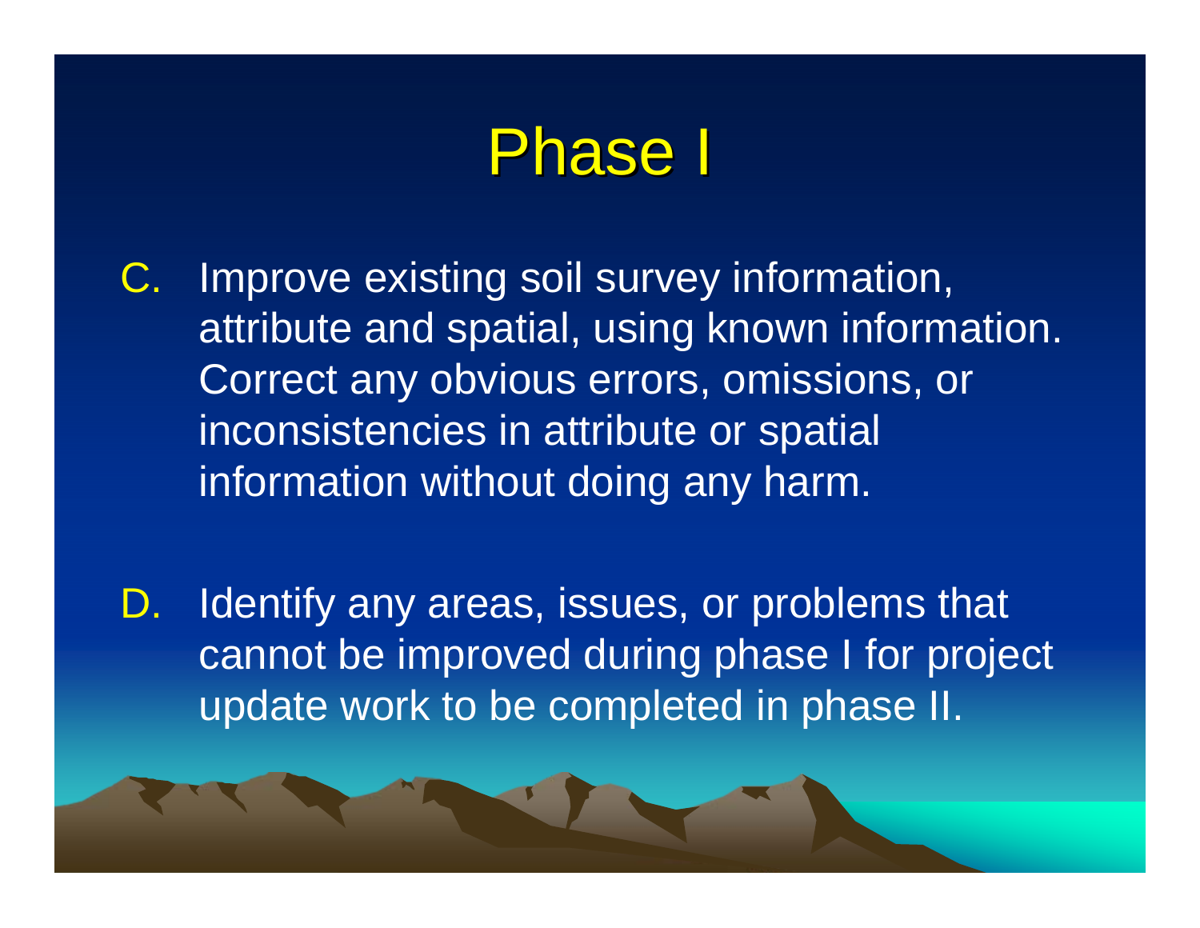# Phase I

C. Improve existing soil survey information, attribute and spatial, using known information. Correct any obvious errors, omissions, or inconsistencies in attribute or spatial information without doing any harm.

D. Identify any areas, issues, or problems that cannot be improved during phase I for project update work to be completed in phase II.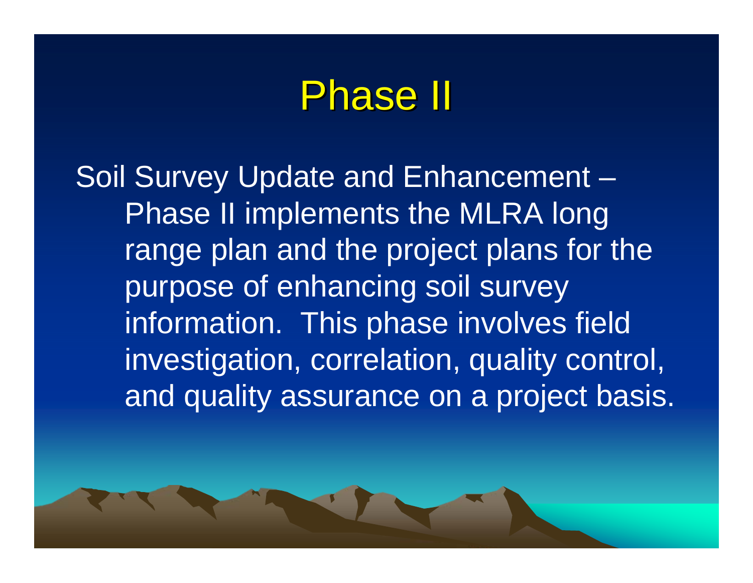# Phase II

Soil Survey Update and Enhancement – Phase II implements the MLRA long range plan and the project plans for the purpose of enhancing soil survey information. This phase involves field investigation, correlation, quality control, and quality assurance on a project basis.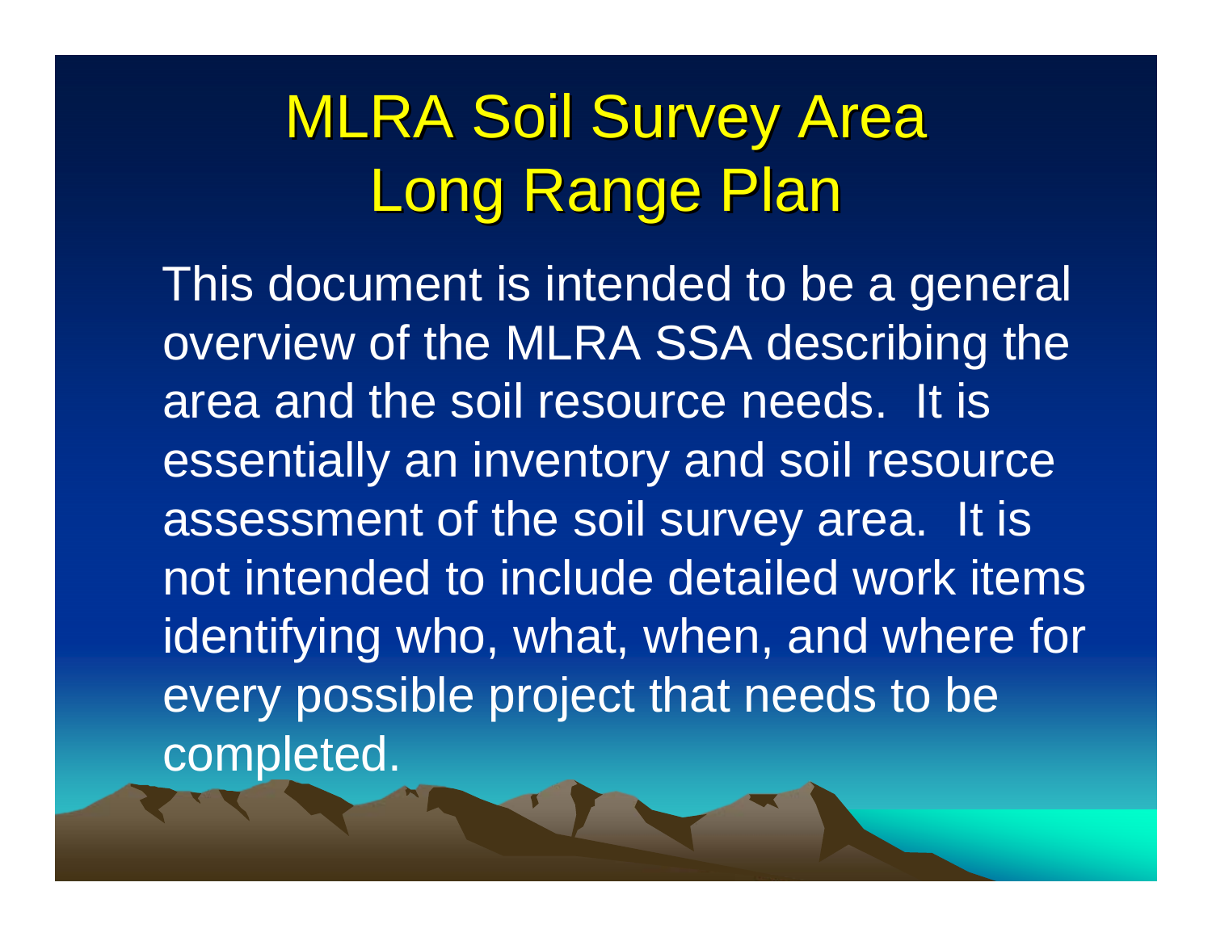# MLRA Soil Survey Area Long Range Plan

This document is intended to be a general overview of the MLRA SSA describing the area and the soil resource needs. It is essentially an inventory and soil resource assessment of the soil survey area. It is not intended to include detailed work items identifying who, what, when, and where for every possible project that needs to be completed.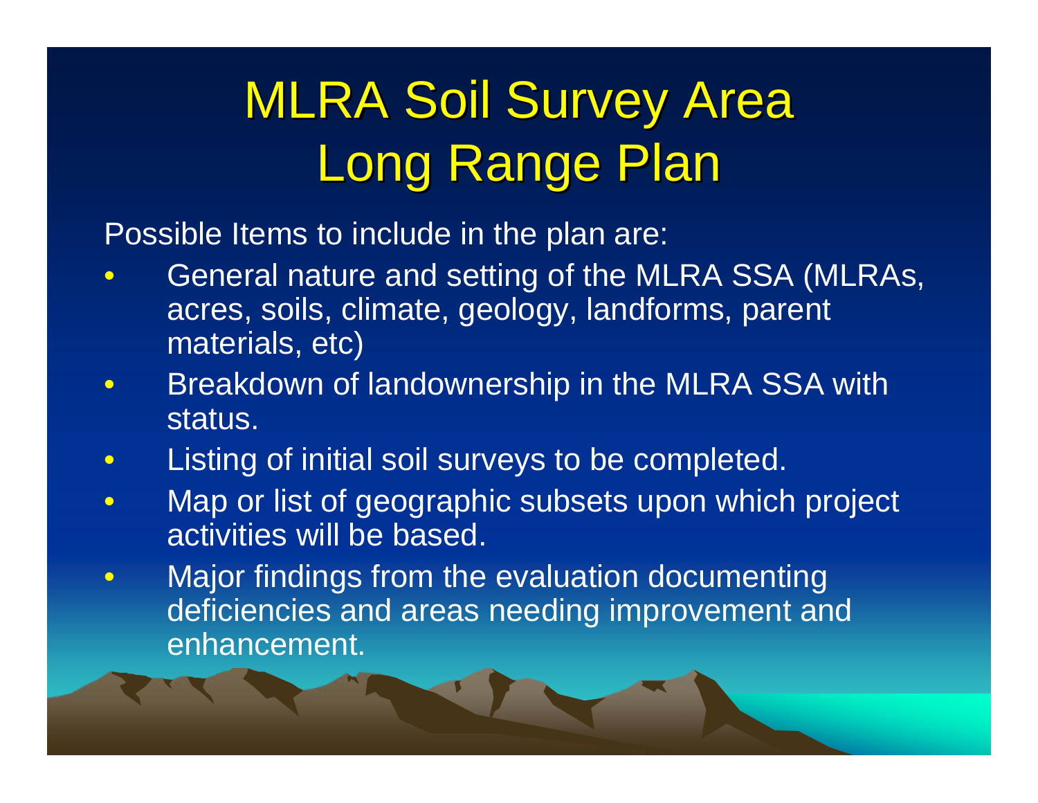# MLRA Soil Survey Area Long Range Plan

Possible Items to include in the plan are:

- General nature and setting of the MLRA SSA (MLRAs, acres, soils, climate, geology, landforms, parent materials, etc)
- Breakdown of landownership in the MLRA SSA with status.
- Listing of initial soil surveys to be completed.
- Map or list of geographic subsets upon which project activities will be based.
- Major findings from the evaluation documenting deficiencies and areas needing improvement and enhancement.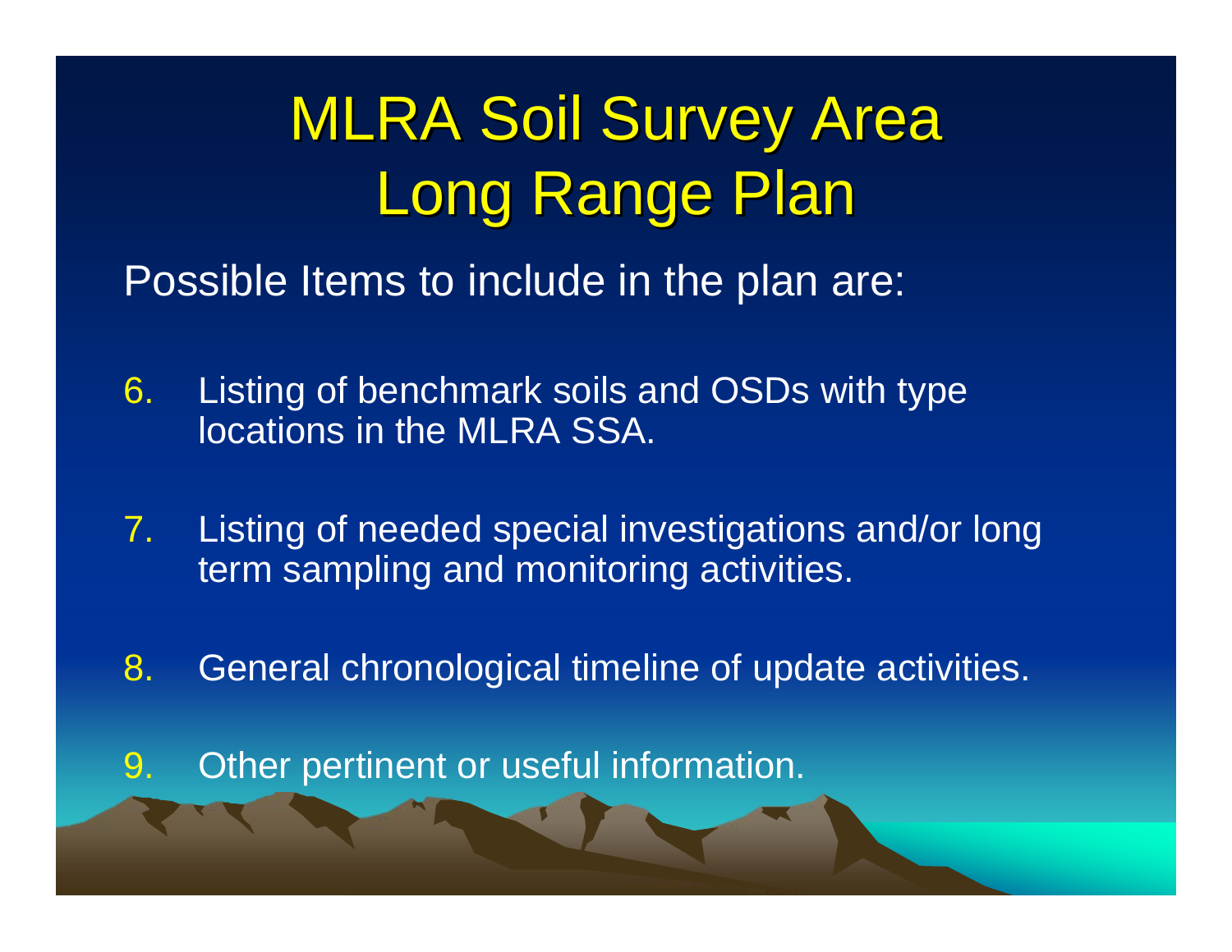# MLRA Soil Survey Area Long Range Plan

Possible Items to include in the plan are:

6. Listing of benchmark soils and OSDs with type locations in the MLRA SSA.
7. Listing of needed special investigations and/or long term sampling and monitoring activities.
8. General chronological timeline of update activities.
9. Other pertinent or useful information.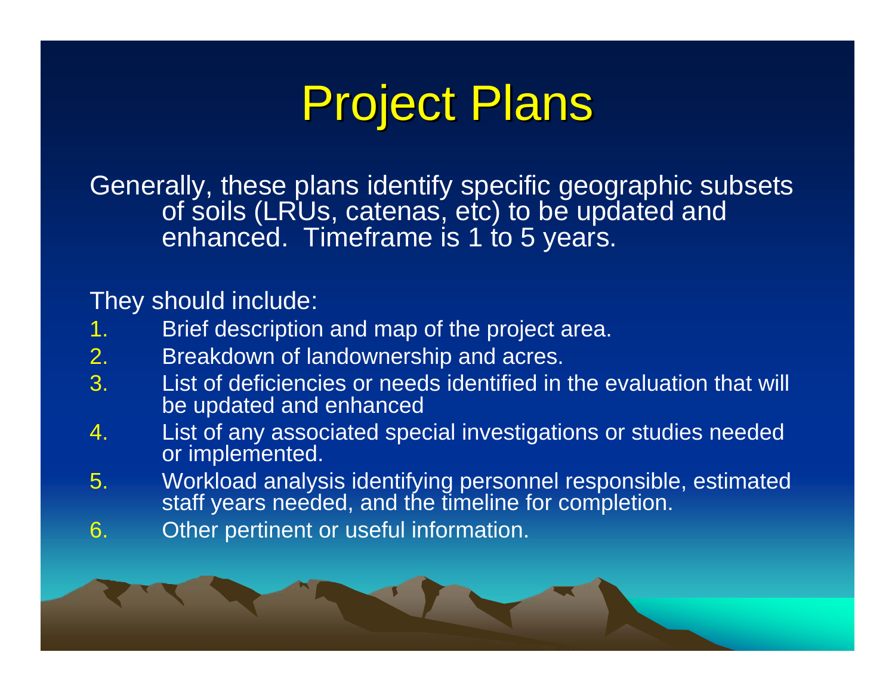# Project Plans

Generally, these plans identify specific geographic subsets of soils (LRUs, catenas, etc) to be updated and enhanced. Timeframe is 1 to 5 years.

They should include:

1. Brief description and map of the project area.
2. Breakdown of landownership and acres.
3. List of deficiencies or needs identified in the evaluation that will be updated and enhanced
4. List of any associated special investigations or studies needed or implemented.
5. Workload analysis identifying personnel responsible, estimated staff years needed, and the timeline for completion.
6. Other pertinent or useful information.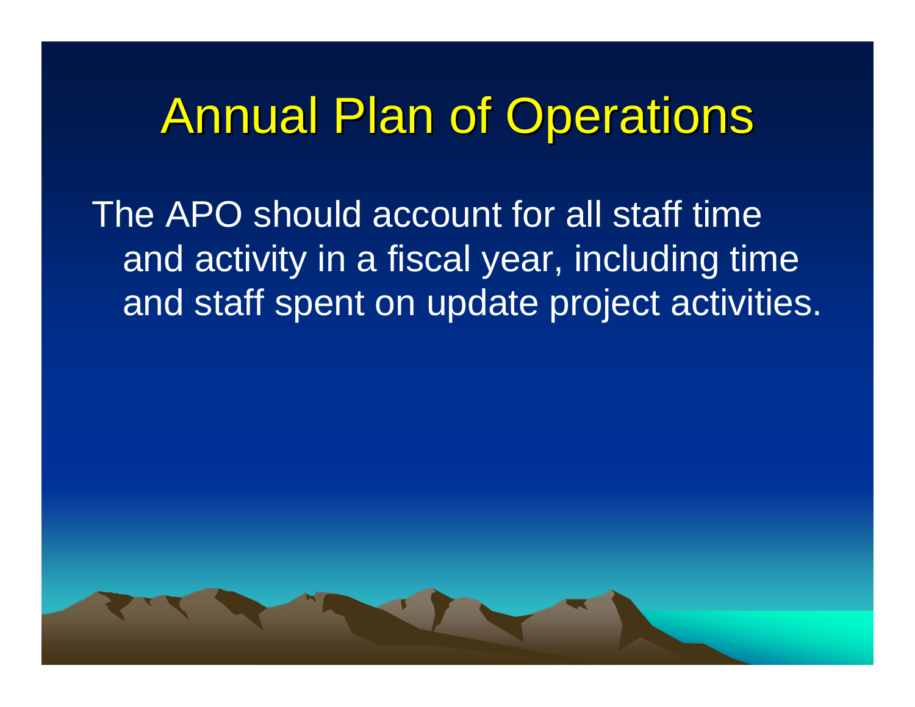# Annual Plan of Operations

The APO should account for all staff time and activity in a fiscal year, including time and staff spent on update project activities.